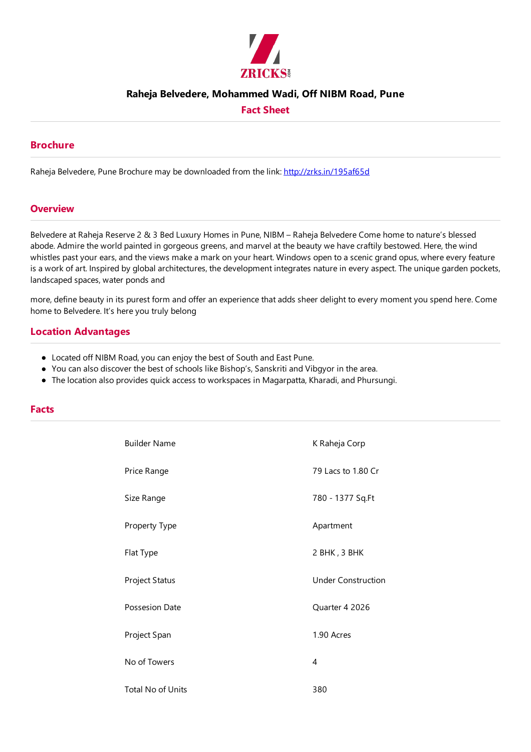# Raheja Belvedere, Mohammed Wadi, Off NIBM Road, Pune

## Fact Sheet

## Brochure

Raheja Belvedere, Pune Brochure may be downloaded from the link: [http://zrks.in/195af65d](http://zrks.in/195af65d)

## Overview

Belvedere at Raheja Reserve 2 & 3 Bed Luxury Homes in Pune, NIBM – Raheja Belvedere Come home to nature's blessed abode. Admire the world painted in gorgeous greens, and marvel at the beauty we have craftily bestowed. Here, the wind whistles past your ears, and the views make a mark on your heart. Windows open to a scenic grand opus, where every feature is a work of art. Inspired by global architectures, the development integrates nature in every aspect. The unique garden pockets, landscaped spaces, water ponds and

more, define beauty in its purest form and offer an experience that adds sheer delight to every moment you spend here. Come home to Belvedere. It's here you truly belong

## Location Advantages

- Located off NIBM Road, you can enjoy the best of South and East Pune.
- You can also discover the best of schools like Bishop's, Sanskriti and Vibgyor in the area.
- The location also provides quick access to workspaces in Magarpatta, Kharadi, and Phursungi.

## Facts

| | |
|---|---|
| Builder Name | K Raheja Corp |
| Price Range | 79 Lacs to 1.80 Cr |
| Size Range | 780 - 1377 Sq.Ft |
| Property Type | Apartment |
| Flat Type | 2 BHK , 3 BHK |
| Project Status | Under Construction |
| Possesion Date | Quarter 4 2026 |
| Project Span | 1.90 Acres |
| No of Towers | 4 |
| Total No of Units | 380 |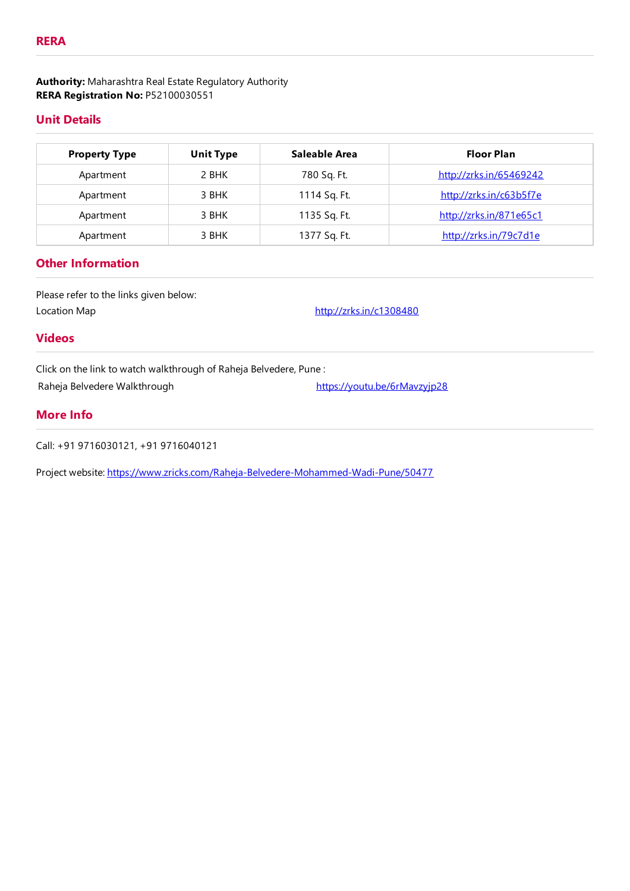## RERA

**Authority:** Maharashtra Real Estate Regulatory Authority
**RERA Registration No:** P52100030551

## Unit Details

| Property Type | Unit Type | Saleable Area | Floor Plan |
|---|---|---|---|
| Apartment | 2 BHK | 780 Sq. Ft. | http://zrks.in/65469242 |
| Apartment | 3 BHK | 1114 Sq. Ft. | http://zrks.in/c63b5f7e |
| Apartment | 3 BHK | 1135 Sq. Ft. | http://zrks.in/871e65c1 |
| Apartment | 3 BHK | 1377 Sq. Ft. | http://zrks.in/79c7d1e |

## Other Information

Please refer to the links given below:

Location Map http://zrks.in/c1308480

## Videos

Click on the link to watch walkthrough of Raheja Belvedere, Pune :

Raheja Belvedere Walkthrough https://youtu.be/6rMavzyjp28

## More Info

Call: +91 9716030121, +91 9716040121

Project website: https://www.zricks.com/Raheja-Belvedere-Mohammed-Wadi-Pune/50477